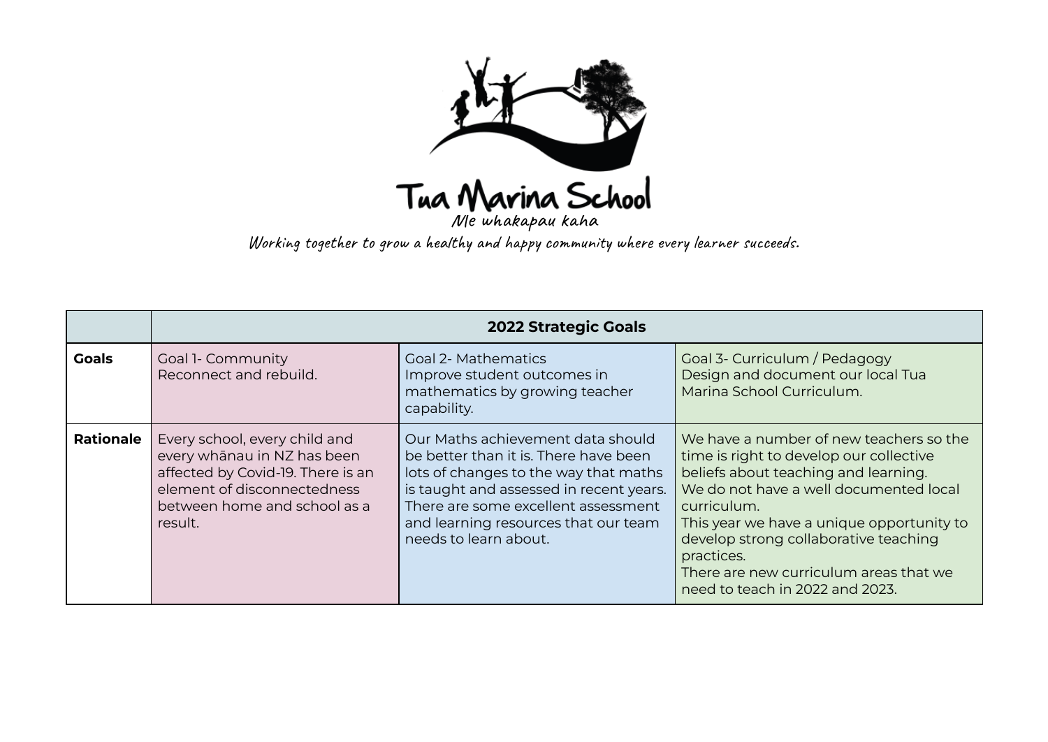# Tua Marina School

*Me whakapau kaha*

*Working together to grow a healthy and happy community where every learner succeeds.*

| | **2022 Strategic Goals** | | |
|---|---|---|---|
| **Goals** | Goal 1- Community<br>Reconnect and rebuild. | Goal 2- Mathematics<br>Improve student outcomes in mathematics by growing teacher capability. | Goal 3- Curriculum / Pedagogy<br>Design and document our local Tua Marina School Curriculum. |
| **Rationale** | Every school, every child and every whānau in NZ has been affected by Covid-19. There is an element of disconnectedness between home and school as a result. | Our Maths achievement data should be better than it is. There have been lots of changes to the way that maths is taught and assessed in recent years. There are some excellent assessment and learning resources that our team needs to learn about. | We have a number of new teachers so the time is right to develop our collective beliefs about teaching and learning.<br>We do not have a well documented local curriculum.<br>This year we have a unique opportunity to develop strong collaborative teaching practices.<br>There are new curriculum areas that we need to teach in 2022 and 2023. |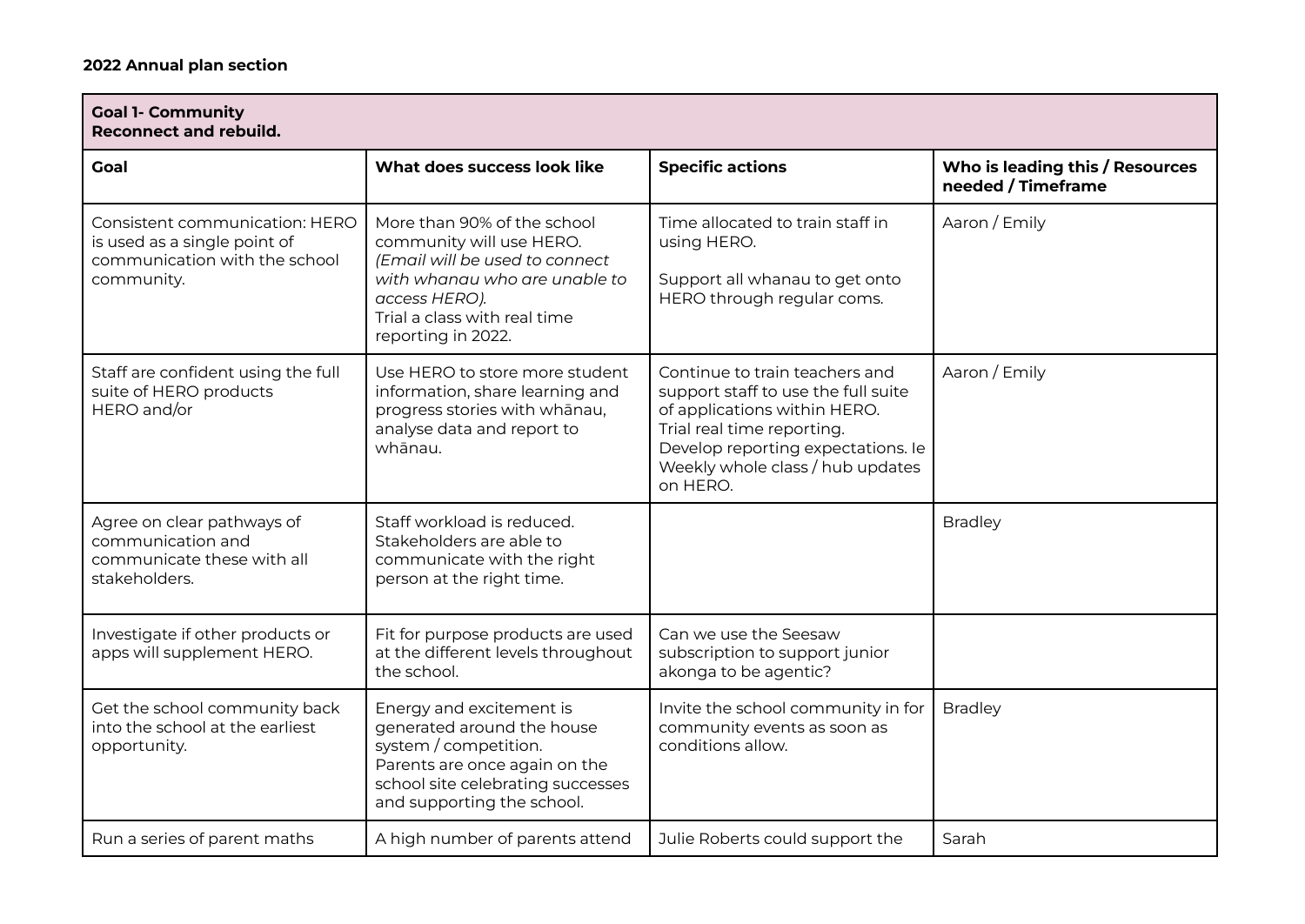**2022 Annual plan section**

| **Goal 1- Community**<br>**Reconnect and rebuild.** | | | |
|---|---|---|---|
| **Goal** | **What does success look like** | **Specific actions** | **Who is leading this / Resources needed / Timeframe** |
| Consistent communication: HERO is used as a single point of communication with the school community. | More than 90% of the school community will use HERO.<br>*(Email will be used to connect with whanau who are unable to access HERO).*<br>Trial a class with real time reporting in 2022. | Time allocated to train staff in using HERO.<br><br>Support all whanau to get onto HERO through regular coms. | Aaron / Emily |
| Staff are confident using the full suite of HERO products<br>HERO and/or | Use HERO to store more student information, share learning and progress stories with whānau, analyse data and report to whānau. | Continue to train teachers and support staff to use the full suite of applications within HERO.<br>Trial real time reporting.<br>Develop reporting expectations. Ie Weekly whole class / hub updates on HERO. | Aaron / Emily |
| Agree on clear pathways of communication and communicate these with all stakeholders. | Staff workload is reduced.<br>Stakeholders are able to communicate with the right person at the right time. | | Bradley |
| Investigate if other products or apps will supplement HERO. | Fit for purpose products are used at the different levels throughout the school. | Can we use the Seesaw subscription to support junior akonga to be agentic? | |
| Get the school community back into the school at the earliest opportunity. | Energy and excitement is generated around the house system / competition.<br>Parents are once again on the school site celebrating successes and supporting the school. | Invite the school community in for community events as soon as conditions allow. | Bradley |
| Run a series of parent maths | A high number of parents attend | Julie Roberts could support the | Sarah |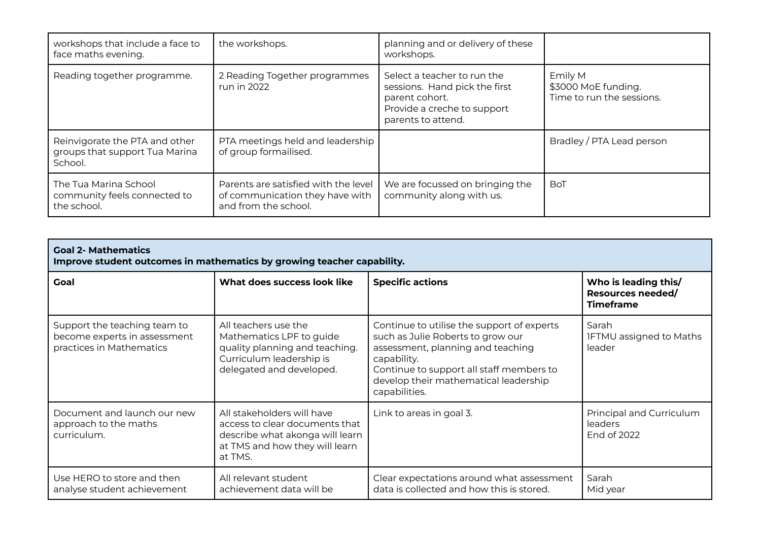| | | | |
|---|---|---|---|
| workshops that include a face to face maths evening. | the workshops. | planning and or delivery of these workshops. | |
| Reading together programme. | 2 Reading Together programmes run in 2022 | Select a teacher to run the sessions. Hand pick the first parent cohort.<br>Provide a creche to support parents to attend. | Emily M<br>$3000 MoE funding.<br>Time to run the sessions. |
| Reinvigorate the PTA and other groups that support Tua Marina School. | PTA meetings held and leadership of group formailised. | | Bradley / PTA Lead person |
| The Tua Marina School community feels connected to the school. | Parents are satisfied with the level of communication they have with and from the school. | We are focussed on bringing the community along with us. | BoT |

| **Goal 2- Mathematics**<br>**Improve student outcomes in mathematics by growing teacher capability.** | | | |
|---|---|---|---|
| **Goal** | **What does success look like** | **Specific actions** | **Who is leading this/ Resources needed/ Timeframe** |
| Support the teaching team to become experts in assessment practices in Mathematics | All teachers use the Mathematics LPF to guide quality planning and teaching. Curriculum leadership is delegated and developed. | Continue to utilise the support of experts such as Julie Roberts to grow our assessment, planning and teaching capability.<br>Continue to support all staff members to develop their mathematical leadership capabilities. | Sarah<br>1FTMU assigned to Maths leader |
| Document and launch our new approach to the maths curriculum. | All stakeholders will have access to clear documents that describe what akonga will learn at TMS and how they will learn at TMS. | Link to areas in goal 3. | Principal and Curriculum leaders<br>End of 2022 |
| Use HERO to store and then analyse student achievement | All relevant student achievement data will be | Clear expectations around what assessment data is collected and how this is stored. | Sarah<br>Mid year |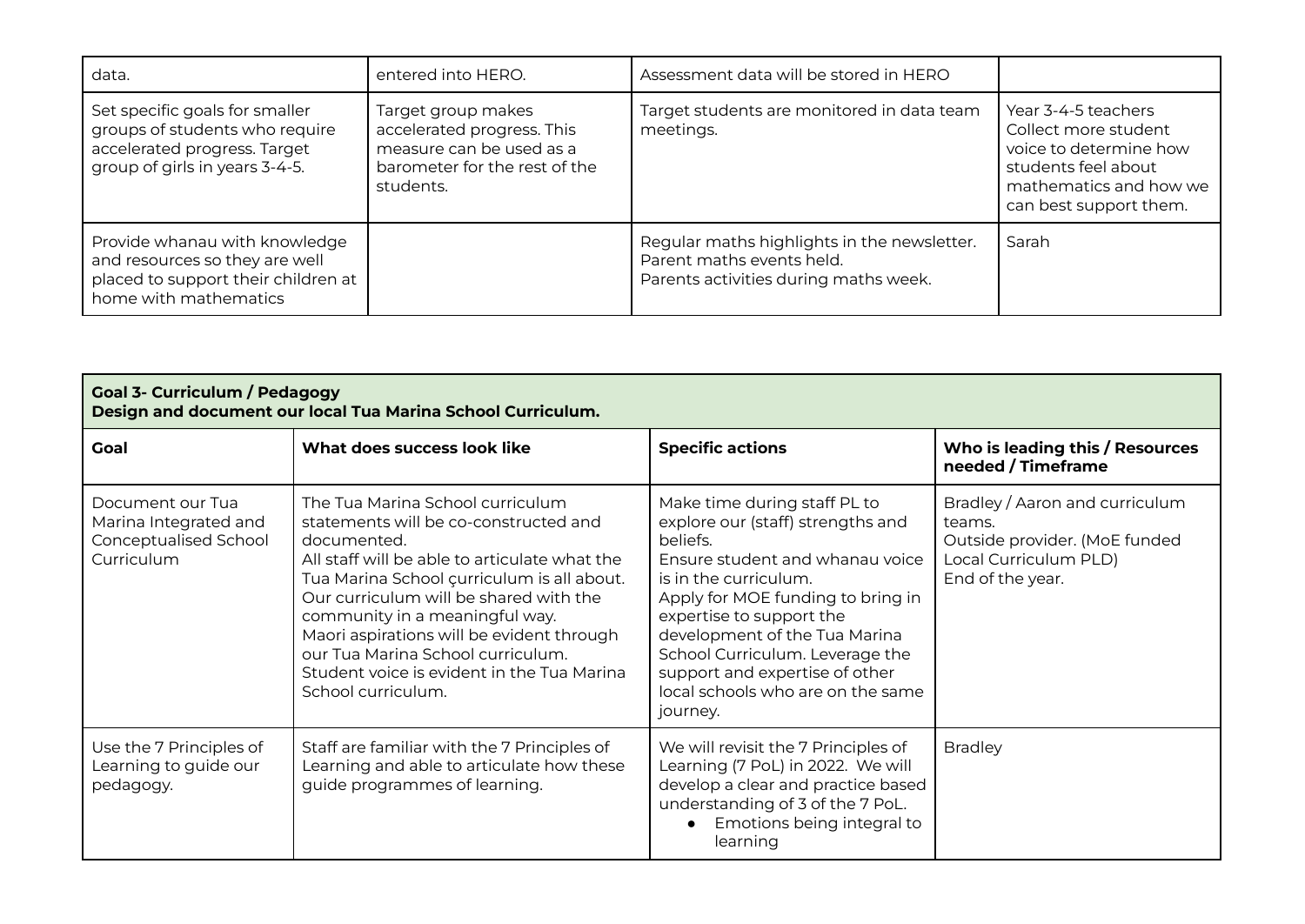| | | | |
|---|---|---|---|
| data. | entered into HERO. | Assessment data will be stored in HERO | |
| Set specific goals for smaller groups of students who require accelerated progress. Target group of girls in years 3-4-5. | Target group makes accelerated progress. This measure can be used as a barometer for the rest of the students. | Target students are monitored in data team meetings. | Year 3-4-5 teachers Collect more student voice to determine how students feel about mathematics and how we can best support them. |
| Provide whanau with knowledge and resources so they are well placed to support their children at home with mathematics | | Regular maths highlights in the newsletter.<br>Parent maths events held.<br>Parents activities during maths week. | Sarah |

| **Goal 3- Curriculum / Pedagogy**<br>**Design and document our local Tua Marina School Curriculum.** | | | |
|---|---|---|---|
| **Goal** | **What does success look like** | **Specific actions** | **Who is leading this / Resources needed / Timeframe** |
| Document our Tua Marina Integrated and Conceptualised School Curriculum | The Tua Marina School curriculum statements will be co-constructed and documented.<br>All staff will be able to articulate what the Tua Marina School çurriculum is all about.<br>Our curriculum will be shared with the community in a meaningful way.<br>Maori aspirations will be evident through our Tua Marina School curriculum.<br>Student voice is evident in the Tua Marina School curriculum. | Make time during staff PL to explore our (staff) strengths and beliefs.<br>Ensure student and whanau voice is in the curriculum.<br>Apply for MOE funding to bring in expertise to support the development of the Tua Marina School Curriculum. Leverage the support and expertise of other local schools who are on the same journey. | Bradley / Aaron and curriculum teams.<br>Outside provider. (MoE funded Local Curriculum PLD)<br>End of the year. |
| Use the 7 Principles of Learning to guide our pedagogy. | Staff are familiar with the 7 Principles of Learning and able to articulate how these guide programmes of learning. | We will revisit the 7 Principles of Learning (7 PoL) in 2022. We will develop a clear and practice based understanding of 3 of the 7 PoL.<br>• Emotions being integral to learning | Bradley |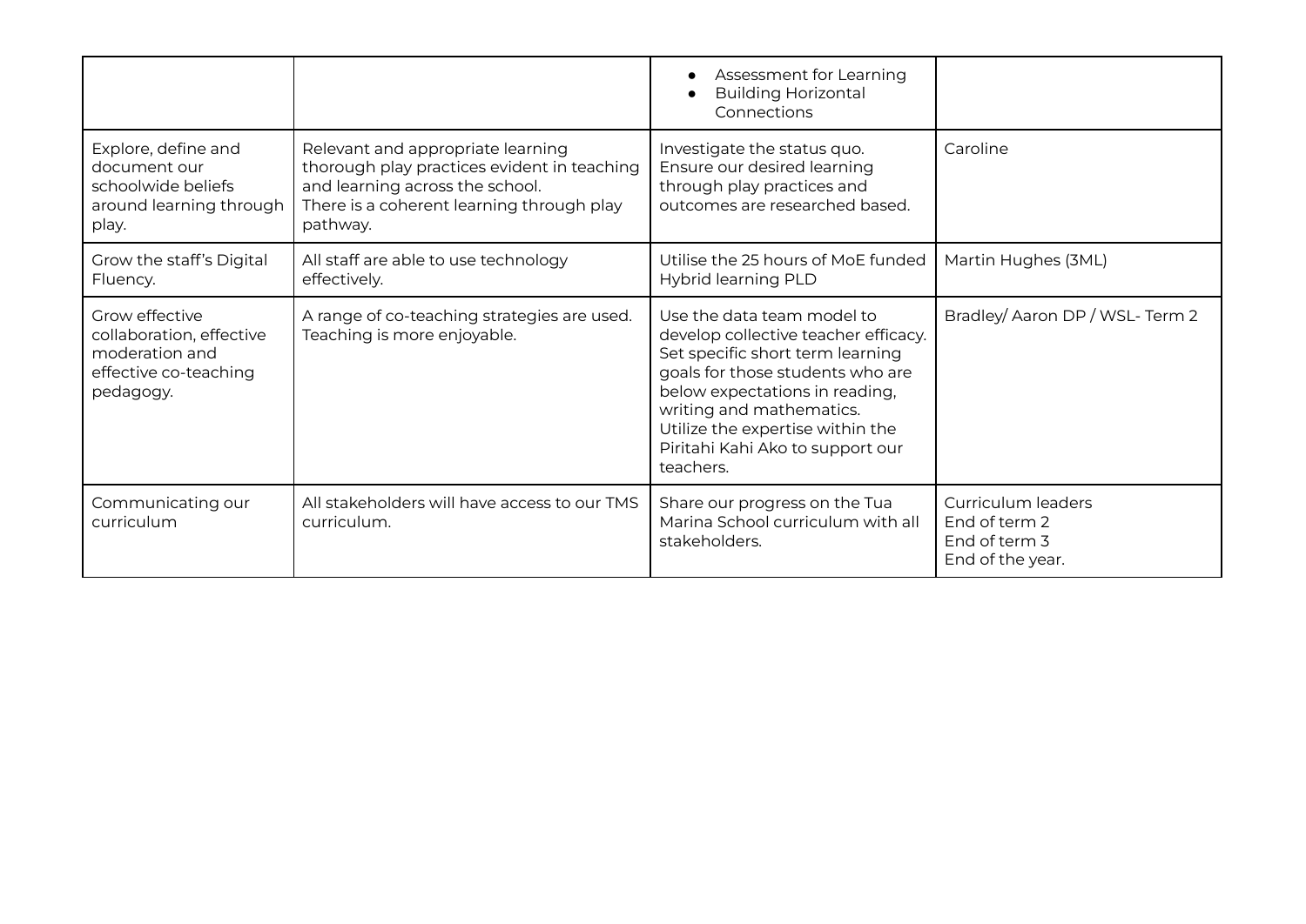| | | | |
|---|---|---|---|
| | | <ul><li>Assessment for Learning</li><li>Building Horizontal Connections</li></ul> | |
| Explore, define and document our schoolwide beliefs around learning through play. | Relevant and appropriate learning thorough play practices evident in teaching and learning across the school.<br>There is a coherent learning through play pathway. | Investigate the status quo.<br>Ensure our desired learning through play practices and outcomes are researched based. | Caroline |
| Grow the staff's Digital Fluency. | All staff are able to use technology effectively. | Utilise the 25 hours of MoE funded Hybrid learning PLD | Martin Hughes (3ML) |
| Grow effective collaboration, effective moderation and effective co-teaching pedagogy. | A range of co-teaching strategies are used.<br>Teaching is more enjoyable. | Use the data team model to develop collective teacher efficacy.<br>Set specific short term learning goals for those students who are below expectations in reading, writing and mathematics.<br>Utilize the expertise within the Piritahi Kahi Ako to support our teachers. | Bradley/ Aaron DP / WSL- Term 2 |
| Communicating our curriculum | All stakeholders will have access to our TMS curriculum. | Share our progress on the Tua Marina School curriculum with all stakeholders. | Curriculum leaders<br>End of term 2<br>End of term 3<br>End of the year. |